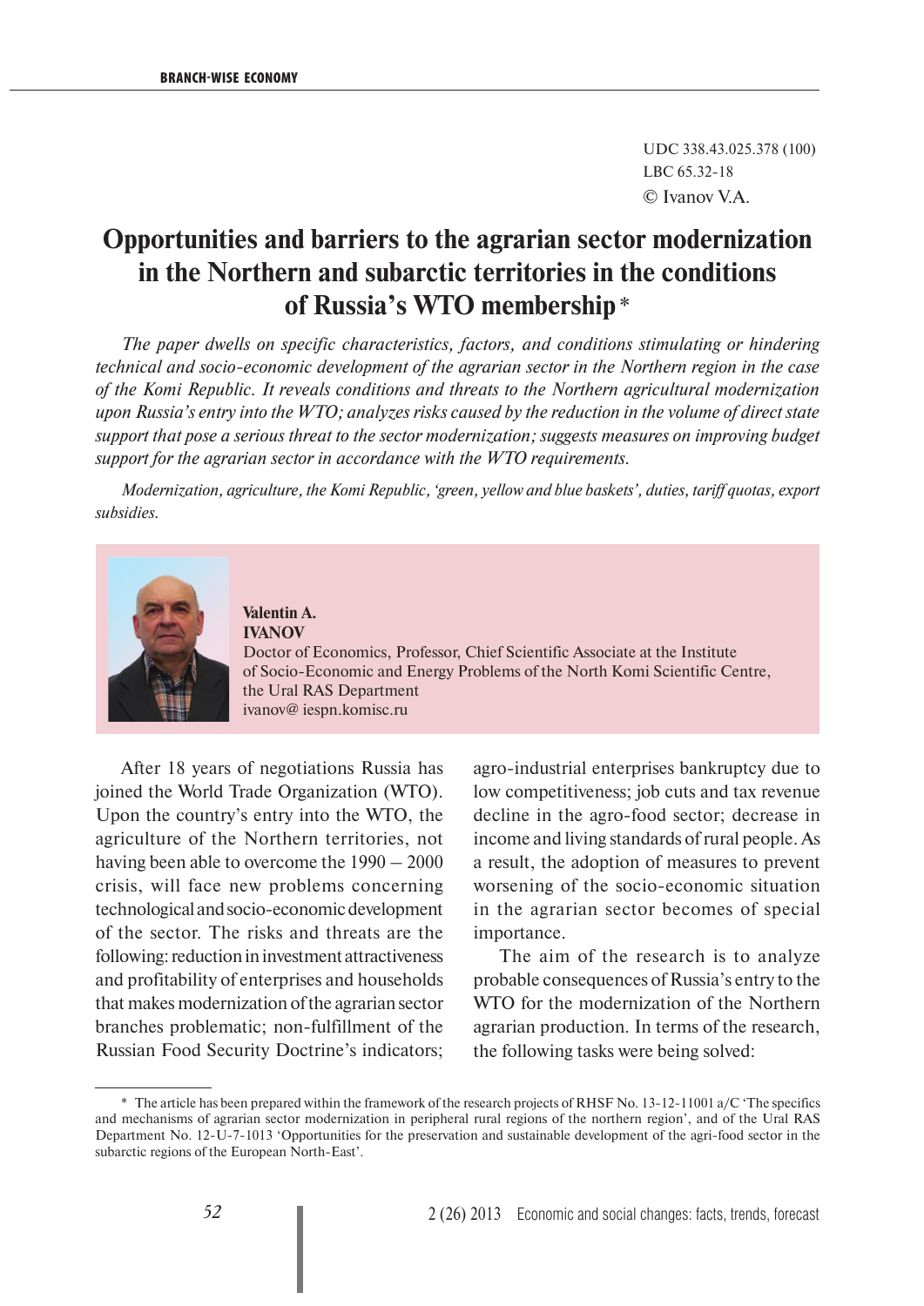UDC 338.43.025.378 (100)
LBC 65.32-18
© Ivanov V.A.

# Opportunities and barriers to the agrarian sector modernization in the Northern and subarctic territories in the conditions of Russia's WTO membership *

*The paper dwells on specific characteristics, factors, and conditions stimulating or hindering technical and socio-economic development of the agrarian sector in the Northern region in the case of the Komi Republic. It reveals conditions and threats to the Northern agricultural modernization upon Russia's entry into the WTO; analyzes risks caused by the reduction in the volume of direct state support that pose a serious threat to the sector modernization; suggests measures on improving budget support for the agrarian sector in accordance with the WTO requirements.*

*Modernization, agriculture, the Komi Republic, 'green, yellow and blue baskets', duties, tariff quotas, export subsidies.*

**Valentin A. IVANOV**
Doctor of Economics, Professor, Chief Scientific Associate at the Institute of Socio-Economic and Energy Problems of the North Komi Scientific Centre, the Ural RAS Department
ivanov@ iespn.komisc.ru

After 18 years of negotiations Russia has joined the World Trade Organization (WTO). Upon the country's entry into the WTO, the agriculture of the Northern territories, not having been able to overcome the 1990 – 2000 crisis, will face new problems concerning technological and socio-economic development of the sector. The risks and threats are the following: reduction in investment attractiveness and profitability of enterprises and households that makes modernization of the agrarian sector branches problematic; non-fulfillment of the Russian Food Security Doctrine's indicators; agro-industrial enterprises bankruptcy due to low competitiveness; job cuts and tax revenue decline in the agro-food sector; decrease in income and living standards of rural people. As a result, the adoption of measures to prevent worsening of the socio-economic situation in the agrarian sector becomes of special importance.

The aim of the research is to analyze probable consequences of Russia's entry to the WTO for the modernization of the Northern agrarian production. In terms of the research, the following tasks were being solved:

---

* The article has been prepared within the framework of the research projects of RHSF No. 13-12-11001 a/C 'The specifics and mechanisms of agrarian sector modernization in peripheral rural regions of the northern region', and of the Ural RAS Department No. 12-U-7-1013 'Opportunities for the preservation and sustainable development of the agri-food sector in the subarctic regions of the European North-East'.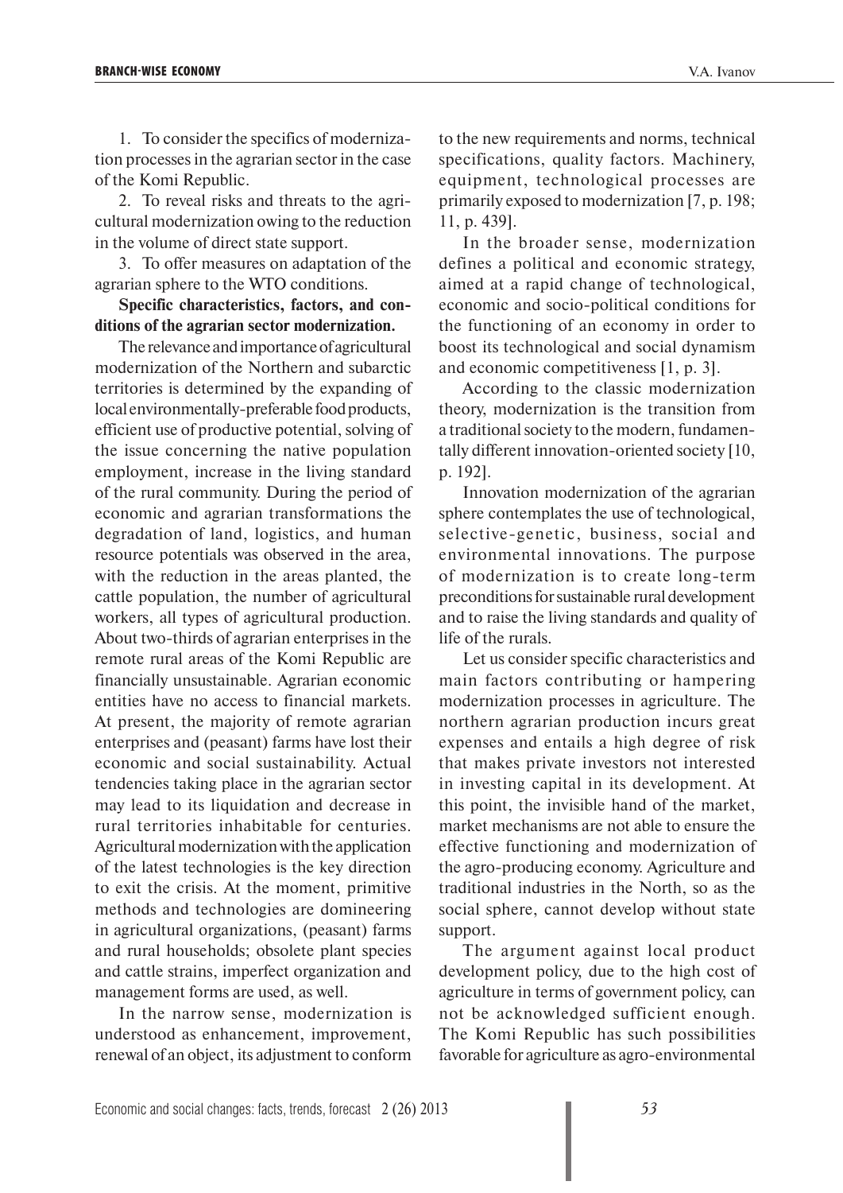1. To consider the specifics of modernization processes in the agrarian sector in the case of the Komi Republic.

2. To reveal risks and threats to the agricultural modernization owing to the reduction in the volume of direct state support.

3. To offer measures on adaptation of the agrarian sphere to the WTO conditions.

**Specific characteristics, factors, and conditions of the agrarian sector modernization.**

The relevance and importance of agricultural modernization of the Northern and subarctic territories is determined by the expanding of local environmentally-preferable food products, efficient use of productive potential, solving of the issue concerning the native population employment, increase in the living standard of the rural community. During the period of economic and agrarian transformations the degradation of land, logistics, and human resource potentials was observed in the area, with the reduction in the areas planted, the cattle population, the number of agricultural workers, all types of agricultural production. About two-thirds of agrarian enterprises in the remote rural areas of the Komi Republic are financially unsustainable. Agrarian economic entities have no access to financial markets. At present, the majority of remote agrarian enterprises and (peasant) farms have lost their economic and social sustainability. Actual tendencies taking place in the agrarian sector may lead to its liquidation and decrease in rural territories inhabitable for centuries. Agricultural modernization with the application of the latest technologies is the key direction to exit the crisis. At the moment, primitive methods and technologies are domineering in agricultural organizations, (peasant) farms and rural households; obsolete plant species and cattle strains, imperfect organization and management forms are used, as well.

In the narrow sense, modernization is understood as enhancement, improvement, renewal of an object, its adjustment to conform to the new requirements and norms, technical specifications, quality factors. Machinery, equipment, technological processes are primarily exposed to modernization [7, p. 198; 11, p. 439].

In the broader sense, modernization defines a political and economic strategy, aimed at a rapid change of technological, economic and socio-political conditions for the functioning of an economy in order to boost its technological and social dynamism and economic competitiveness [1, p. 3].

According to the classic modernization theory, modernization is the transition from a traditional society to the modern, fundamentally different innovation-oriented society [10, p. 192].

Innovation modernization of the agrarian sphere contemplates the use of technological, selective-genetic, business, social and environmental innovations. The purpose of modernization is to create long-term preconditions for sustainable rural development and to raise the living standards and quality of life of the rurals.

Let us consider specific characteristics and main factors contributing or hampering modernization processes in agriculture. The northern agrarian production incurs great expenses and entails a high degree of risk that makes private investors not interested in investing capital in its development. At this point, the invisible hand of the market, market mechanisms are not able to ensure the effective functioning and modernization of the agro-producing economy. Agriculture and traditional industries in the North, so as the social sphere, cannot develop without state support.

The argument against local product development policy, due to the high cost of agriculture in terms of government policy, can not be acknowledged sufficient enough. The Komi Republic has such possibilities favorable for agriculture as agro-environmental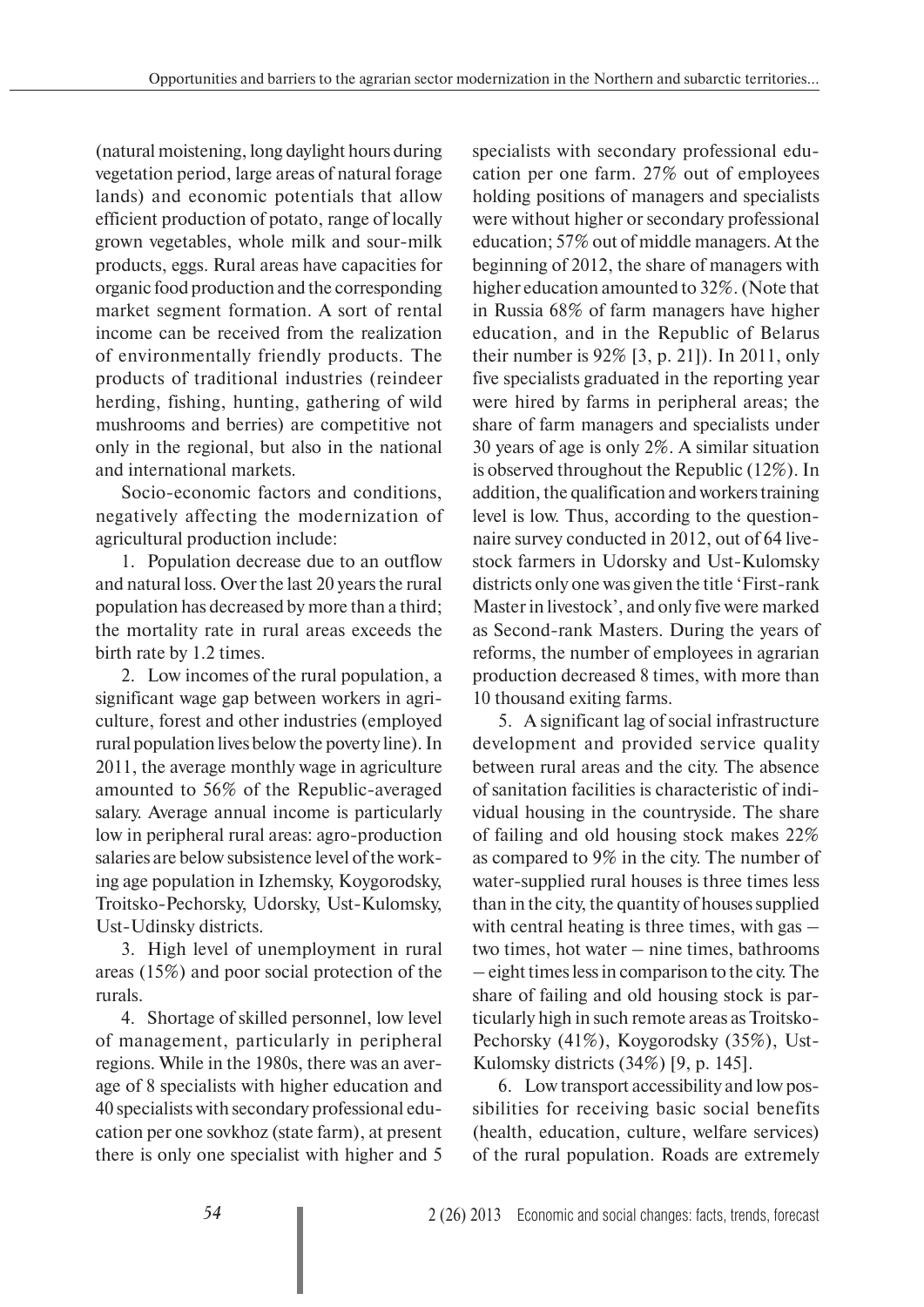(natural moistening, long daylight hours during vegetation period, large areas of natural forage lands) and economic potentials that allow efficient production of potato, range of locally grown vegetables, whole milk and sour-milk products, eggs. Rural areas have capacities for organic food production and the corresponding market segment formation. A sort of rental income can be received from the realization of environmentally friendly products. The products of traditional industries (reindeer herding, fishing, hunting, gathering of wild mushrooms and berries) are competitive not only in the regional, but also in the national and international markets.

Socio-economic factors and conditions, negatively affecting the modernization of agricultural production include:

1. Population decrease due to an outflow and natural loss. Over the last 20 years the rural population has decreased by more than a third; the mortality rate in rural areas exceeds the birth rate by 1.2 times.

2. Low incomes of the rural population, a significant wage gap between workers in agriculture, forest and other industries (employed rural population lives below the poverty line). In 2011, the average monthly wage in agriculture amounted to 56% of the Republic-averaged salary. Average annual income is particularly low in peripheral rural areas: agro-production salaries are below subsistence level of the working age population in Izhemsky, Koygorodsky, Troitsko-Pechorsky, Udorsky, Ust-Kulomsky, Ust-Udinsky districts.

3. High level of unemployment in rural areas (15%) and poor social protection of the rurals.

4. Shortage of skilled personnel, low level of management, particularly in peripheral regions. While in the 1980s, there was an average of 8 specialists with higher education and 40 specialists with secondary professional education per one sovkhoz (state farm), at present there is only one specialist with higher and 5 specialists with secondary professional education per one farm. 27% out of employees holding positions of managers and specialists were without higher or secondary professional education; 57% out of middle managers. At the beginning of 2012, the share of managers with higher education amounted to 32%. (Note that in Russia 68% of farm managers have higher education, and in the Republic of Belarus their number is 92% [3, p. 21]). In 2011, only five specialists graduated in the reporting year were hired by farms in peripheral areas; the share of farm managers and specialists under 30 years of age is only 2%. A similar situation is observed throughout the Republic (12%). In addition, the qualification and workers training level is low. Thus, according to the questionnaire survey conducted in 2012, out of 64 livestock farmers in Udorsky and Ust-Kulomsky districts only one was given the title 'First-rank Master in livestock', and only five were marked as Second-rank Masters. During the years of reforms, the number of employees in agrarian production decreased 8 times, with more than 10 thousand exiting farms.

5. A significant lag of social infrastructure development and provided service quality between rural areas and the city. The absence of sanitation facilities is characteristic of individual housing in the countryside. The share of failing and old housing stock makes 22% as compared to 9% in the city. The number of water-supplied rural houses is three times less than in the city, the quantity of houses supplied with central heating is three times, with gas – two times, hot water – nine times, bathrooms – eight times less in comparison to the city. The share of failing and old housing stock is particularly high in such remote areas as Troitsko-Pechorsky (41%), Koygorodsky (35%), Ust-Kulomsky districts (34%) [9, p. 145].

6. Low transport accessibility and low possibilities for receiving basic social benefits (health, education, culture, welfare services) of the rural population. Roads are extremely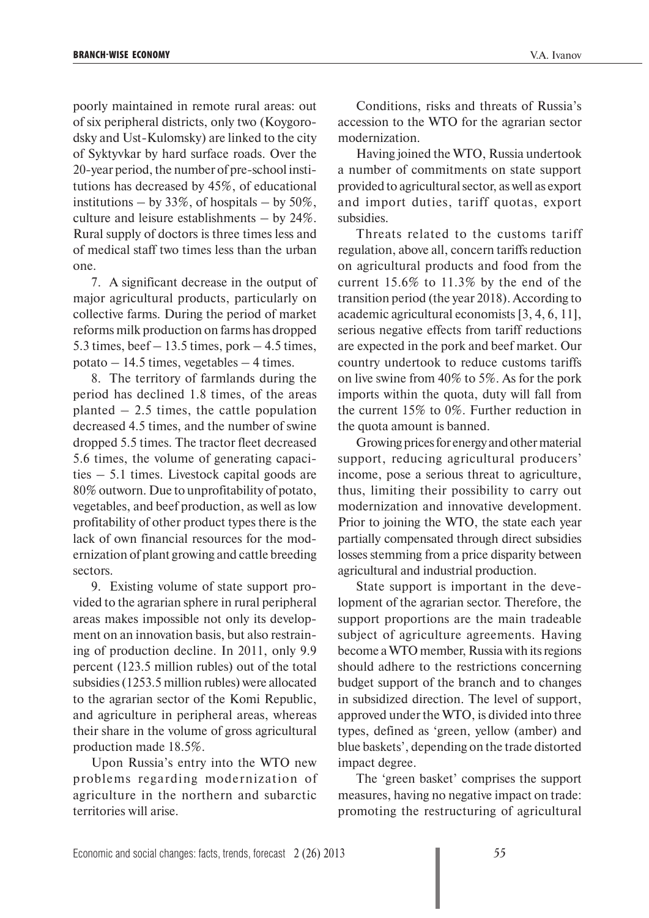poorly maintained in remote rural areas: out of six peripheral districts, only two (Koygorodsky and Ust-Kulomsky) are linked to the city of Syktyvkar by hard surface roads. Over the 20-year period, the number of pre-school institutions has decreased by 45%, of educational institutions – by 33%, of hospitals – by 50%, culture and leisure establishments – by 24%. Rural supply of doctors is three times less and of medical staff two times less than the urban one.

7. A significant decrease in the output of major agricultural products, particularly on collective farms. During the period of market reforms milk production on farms has dropped 5.3 times, beef – 13.5 times, pork – 4.5 times, potato – 14.5 times, vegetables – 4 times.

8. The territory of farmlands during the period has declined 1.8 times, of the areas planted – 2.5 times, the cattle population decreased 4.5 times, and the number of swine dropped 5.5 times. The tractor fleet decreased 5.6 times, the volume of generating capacities – 5.1 times. Livestock capital goods are 80% outworn. Due to unprofitability of potato, vegetables, and beef production, as well as low profitability of other product types there is the lack of own financial resources for the modernization of plant growing and cattle breeding sectors.

9. Existing volume of state support provided to the agrarian sphere in rural peripheral areas makes impossible not only its development on an innovation basis, but also restraining of production decline. In 2011, only 9.9 percent (123.5 million rubles) out of the total subsidies (1253.5 million rubles) were allocated to the agrarian sector of the Komi Republic, and agriculture in peripheral areas, whereas their share in the volume of gross agricultural production made 18.5%.

Upon Russia's entry into the WTO new problems regarding modernization of agriculture in the northern and subarctic territories will arise.

Conditions, risks and threats of Russia's accession to the WTO for the agrarian sector modernization.

Having joined the WTO, Russia undertook a number of commitments on state support provided to agricultural sector, as well as export and import duties, tariff quotas, export subsidies.

Threats related to the customs tariff regulation, above all, concern tariffs reduction on agricultural products and food from the current 15.6% to 11.3% by the end of the transition period (the year 2018). According to academic agricultural economists [3, 4, 6, 11], serious negative effects from tariff reductions are expected in the pork and beef market. Our country undertook to reduce customs tariffs on live swine from 40% to 5%. As for the pork imports within the quota, duty will fall from the current 15% to 0%. Further reduction in the quota amount is banned.

Growing prices for energy and other material support, reducing agricultural producers' income, pose a serious threat to agriculture, thus, limiting their possibility to carry out modernization and innovative development. Prior to joining the WTO, the state each year partially compensated through direct subsidies losses stemming from a price disparity between agricultural and industrial production.

State support is important in the development of the agrarian sector. Therefore, the support proportions are the main tradeable subject of agriculture agreements. Having become a WTO member, Russia with its regions should adhere to the restrictions concerning budget support of the branch and to changes in subsidized direction. The level of support, approved under the WTO, is divided into three types, defined as 'green, yellow (amber) and blue baskets', depending on the trade distorted impact degree.

The 'green basket' comprises the support measures, having no negative impact on trade: promoting the restructuring of agricultural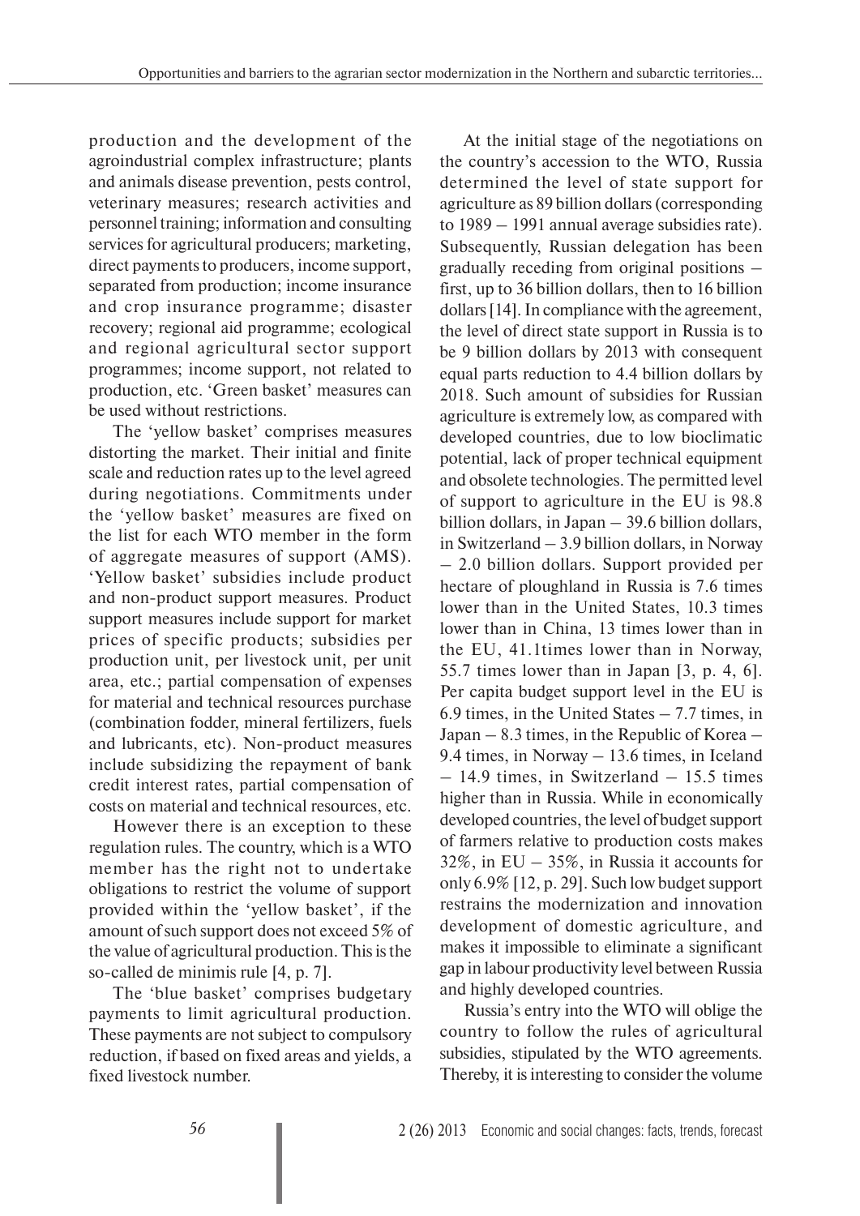production and the development of the agroindustrial complex infrastructure; plants and animals disease prevention, pests control, veterinary measures; research activities and personnel training; information and consulting services for agricultural producers; marketing, direct payments to producers, income support, separated from production; income insurance and crop insurance programme; disaster recovery; regional aid programme; ecological and regional agricultural sector support programmes; income support, not related to production, etc. 'Green basket' measures can be used without restrictions.

The 'yellow basket' comprises measures distorting the market. Their initial and finite scale and reduction rates up to the level agreed during negotiations. Commitments under the 'yellow basket' measures are fixed on the list for each WTO member in the form of aggregate measures of support (AMS). 'Yellow basket' subsidies include product and non-product support measures. Product support measures include support for market prices of specific products; subsidies per production unit, per livestock unit, per unit area, etc.; partial compensation of expenses for material and technical resources purchase (combination fodder, mineral fertilizers, fuels and lubricants, etc). Non-product measures include subsidizing the repayment of bank credit interest rates, partial compensation of costs on material and technical resources, etc.

However there is an exception to these regulation rules. The country, which is a WTO member has the right not to undertake obligations to restrict the volume of support provided within the 'yellow basket', if the amount of such support does not exceed 5% of the value of agricultural production. This is the so-called de minimis rule [4, p. 7].

The 'blue basket' comprises budgetary payments to limit agricultural production. These payments are not subject to compulsory reduction, if based on fixed areas and yields, a fixed livestock number.

At the initial stage of the negotiations on the country's accession to the WTO, Russia determined the level of state support for agriculture as 89 billion dollars (corresponding to 1989 – 1991 annual average subsidies rate). Subsequently, Russian delegation has been gradually receding from original positions – first, up to 36 billion dollars, then to 16 billion dollars [14]. In compliance with the agreement, the level of direct state support in Russia is to be 9 billion dollars by 2013 with consequent equal parts reduction to 4.4 billion dollars by 2018. Such amount of subsidies for Russian agriculture is extremely low, as compared with developed countries, due to low bioclimatic potential, lack of proper technical equipment and obsolete technologies. The permitted level of support to agriculture in the EU is 98.8 billion dollars, in Japan – 39.6 billion dollars, in Switzerland – 3.9 billion dollars, in Norway – 2.0 billion dollars. Support provided per hectare of ploughland in Russia is 7.6 times lower than in the United States, 10.3 times lower than in China, 13 times lower than in the EU, 41.1times lower than in Norway, 55.7 times lower than in Japan [3, p. 4, 6]. Per capita budget support level in the EU is 6.9 times, in the United States – 7.7 times, in Japan – 8.3 times, in the Republic of Korea – 9.4 times, in Norway – 13.6 times, in Iceland – 14.9 times, in Switzerland – 15.5 times higher than in Russia. While in economically developed countries, the level of budget support of farmers relative to production costs makes 32%, in EU – 35%, in Russia it accounts for only 6.9% [12, p. 29]. Such low budget support restrains the modernization and innovation development of domestic agriculture, and makes it impossible to eliminate a significant gap in labour productivity level between Russia and highly developed countries.

Russia's entry into the WTO will oblige the country to follow the rules of agricultural subsidies, stipulated by the WTO agreements. Thereby, it is interesting to consider the volume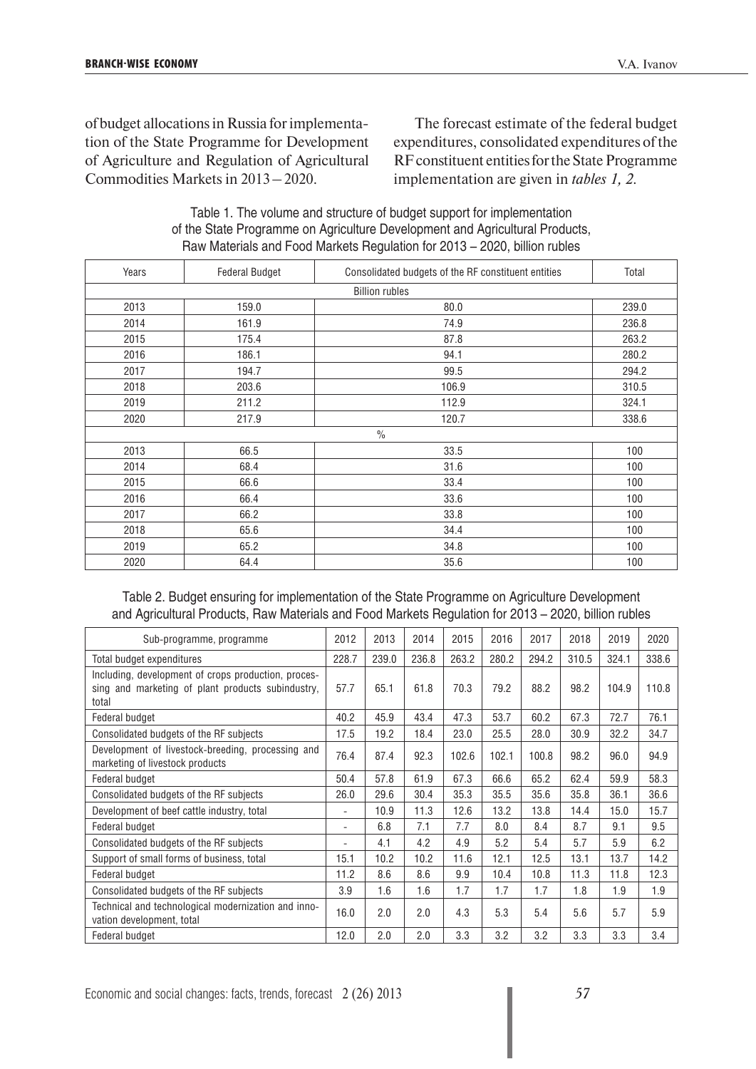of budget allocations in Russia for implementation of the State Programme for Development of Agriculture and Regulation of Agricultural Commodities Markets in 2013 – 2020.

The forecast estimate of the federal budget expenditures, consolidated expenditures of the RF constituent entities for the State Programme implementation are given in *tables 1, 2.*

Table 1. The volume and structure of budget support for implementation of the State Programme on Agriculture Development and Agricultural Products, Raw Materials and Food Markets Regulation for 2013 – 2020, billion rubles

| Years | Federal Budget | Consolidated budgets of the RF constituent entities | Total |
|---|---|---|---|
| Billion rubles | | | |
| 2013 | 159.0 | 80.0 | 239.0 |
| 2014 | 161.9 | 74.9 | 236.8 |
| 2015 | 175.4 | 87.8 | 263.2 |
| 2016 | 186.1 | 94.1 | 280.2 |
| 2017 | 194.7 | 99.5 | 294.2 |
| 2018 | 203.6 | 106.9 | 310.5 |
| 2019 | 211.2 | 112.9 | 324.1 |
| 2020 | 217.9 | 120.7 | 338.6 |
| % | | | |
| 2013 | 66.5 | 33.5 | 100 |
| 2014 | 68.4 | 31.6 | 100 |
| 2015 | 66.6 | 33.4 | 100 |
| 2016 | 66.4 | 33.6 | 100 |
| 2017 | 66.2 | 33.8 | 100 |
| 2018 | 65.6 | 34.4 | 100 |
| 2019 | 65.2 | 34.8 | 100 |
| 2020 | 64.4 | 35.6 | 100 |

Table 2. Budget ensuring for implementation of the State Programme on Agriculture Development and Agricultural Products, Raw Materials and Food Markets Regulation for 2013 – 2020, billion rubles

| Sub-programme, programme | 2012 | 2013 | 2014 | 2015 | 2016 | 2017 | 2018 | 2019 | 2020 |
|---|---|---|---|---|---|---|---|---|---|
| Total budget expenditures | 228.7 | 239.0 | 236.8 | 263.2 | 280.2 | 294.2 | 310.5 | 324.1 | 338.6 |
| Including, development of crops production, processing and marketing of plant products subindustry, total | 57.7 | 65.1 | 61.8 | 70.3 | 79.2 | 88.2 | 98.2 | 104.9 | 110.8 |
| Federal budget | 40.2 | 45.9 | 43.4 | 47.3 | 53.7 | 60.2 | 67.3 | 72.7 | 76.1 |
| Consolidated budgets of the RF subjects | 17.5 | 19.2 | 18.4 | 23.0 | 25.5 | 28.0 | 30.9 | 32.2 | 34.7 |
| Development of livestock-breeding, processing and marketing of livestock products | 76.4 | 87.4 | 92.3 | 102.6 | 102.1 | 100.8 | 98.2 | 96.0 | 94.9 |
| Federal budget | 50.4 | 57.8 | 61.9 | 67.3 | 66.6 | 65.2 | 62.4 | 59.9 | 58.3 |
| Consolidated budgets of the RF subjects | 26.0 | 29.6 | 30.4 | 35.3 | 35.5 | 35.6 | 35.8 | 36.1 | 36.6 |
| Development of beef cattle industry, total | - | 10.9 | 11.3 | 12.6 | 13.2 | 13.8 | 14.4 | 15.0 | 15.7 |
| Federal budget | - | 6.8 | 7.1 | 7.7 | 8.0 | 8.4 | 8.7 | 9.1 | 9.5 |
| Consolidated budgets of the RF subjects | - | 4.1 | 4.2 | 4.9 | 5.2 | 5.4 | 5.7 | 5.9 | 6.2 |
| Support of small forms of business, total | 15.1 | 10.2 | 10.2 | 11.6 | 12.1 | 12.5 | 13.1 | 13.7 | 14.2 |
| Federal budget | 11.2 | 8.6 | 8.6 | 9.9 | 10.4 | 10.8 | 11.3 | 11.8 | 12.3 |
| Consolidated budgets of the RF subjects | 3.9 | 1.6 | 1.6 | 1.7 | 1.7 | 1.7 | 1.8 | 1.9 | 1.9 |
| Technical and technological modernization and innovation development, total | 16.0 | 2.0 | 2.0 | 4.3 | 5.3 | 5.4 | 5.6 | 5.7 | 5.9 |
| Federal budget | 12.0 | 2.0 | 2.0 | 3.3 | 3.2 | 3.2 | 3.3 | 3.3 | 3.4 |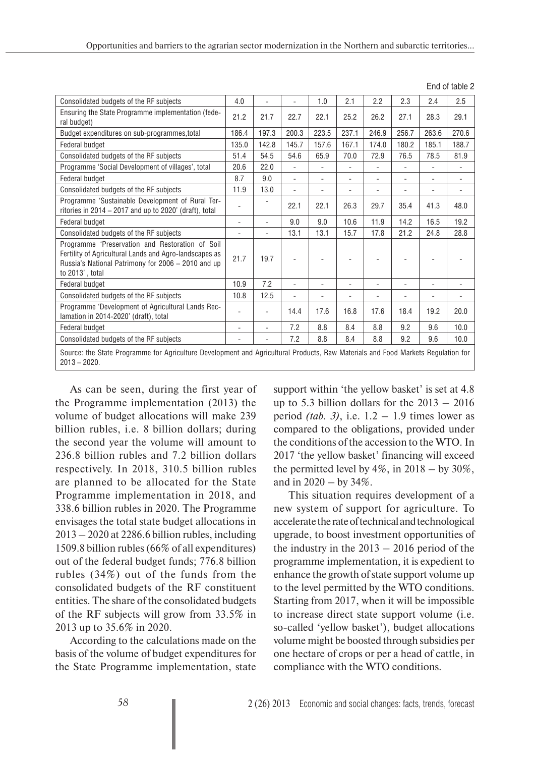End of table 2

| | | | | | | | | | |
|---|---|---|---|---|---|---|---|---|---|
| Consolidated budgets of the RF subjects | 4.0 | - | - | 1.0 | 2.1 | 2.2 | 2.3 | 2.4 | 2.5 |
| Ensuring the State Programme implementation (federal budget) | 21.2 | 21.7 | 22.7 | 22.1 | 25.2 | 26.2 | 27.1 | 28.3 | 29.1 |
| Budget expenditures on sub-programmes,total | 186.4 | 197.3 | 200.3 | 223.5 | 237.1 | 246.9 | 256.7 | 263.6 | 270.6 |
| Federal budget | 135.0 | 142.8 | 145.7 | 157.6 | 167.1 | 174.0 | 180.2 | 185.1 | 188.7 |
| Consolidated budgets of the RF subjects | 51.4 | 54.5 | 54.6 | 65.9 | 70.0 | 72.9 | 76.5 | 78.5 | 81.9 |
| Programme 'Social Development of villages', total | 20.6 | 22.0 | - | - | - | - | - | - | - |
| Federal budget | 8.7 | 9.0 | - | - | - | - | - | - | - |
| Consolidated budgets of the RF subjects | 11.9 | 13.0 | - | - | - | - | - | - | - |
| Programme 'Sustainable Development of Rural Territories in 2014 – 2017 and up to 2020' (draft), total | - | - | 22.1 | 22.1 | 26.3 | 29.7 | 35.4 | 41.3 | 48.0 |
| Federal budget | - | - | 9.0 | 9.0 | 10.6 | 11.9 | 14.2 | 16.5 | 19.2 |
| Consolidated budgets of the RF subjects | - | - | 13.1 | 13.1 | 15.7 | 17.8 | 21.2 | 24.8 | 28.8 |
| Programme 'Preservation and Restoration of Soil Fertility of Agricultural Lands and Agro-landscapes as Russia's National Patrimony for 2006 – 2010 and up to 2013', total | 21.7 | 19.7 | - | - | - | - | - | - | - |
| Federal budget | 10.9 | 7.2 | - | - | - | - | - | - | - |
| Consolidated budgets of the RF subjects | 10.8 | 12.5 | - | - | - | - | - | - | - |
| Programme 'Development of Agricultural Lands Reclamation in 2014-2020' (draft), total | - | - | 14.4 | 17.6 | 16.8 | 17.6 | 18.4 | 19.2 | 20.0 |
| Federal budget | - | - | 7.2 | 8.8 | 8.4 | 8.8 | 9.2 | 9.6 | 10.0 |
| Consolidated budgets of the RF subjects | - | - | 7.2 | 8.8 | 8.4 | 8.8 | 9.2 | 9.6 | 10.0 |

Source: the State Programme for Agriculture Development and Agricultural Products, Raw Materials and Food Markets Regulation for 2013 – 2020.

As can be seen, during the first year of the Programme implementation (2013) the volume of budget allocations will make 239 billion rubles, i.e. 8 billion dollars; during the second year the volume will amount to 236.8 billion rubles and 7.2 billion dollars respectively. In 2018, 310.5 billion rubles are planned to be allocated for the State Programme implementation in 2018, and 338.6 billion rubles in 2020. The Programme envisages the total state budget allocations in 2013 – 2020 at 2286.6 billion rubles, including 1509.8 billion rubles (66% of all expenditures) out of the federal budget funds; 776.8 billion rubles (34%) out of the funds from the consolidated budgets of the RF constituent entities. The share of the consolidated budgets of the RF subjects will grow from 33.5% in 2013 up to 35.6% in 2020.

According to the calculations made on the basis of the volume of budget expenditures for the State Programme implementation, state support within 'the yellow basket' is set at 4.8 up to 5.3 billion dollars for the 2013 – 2016 period *(tab. 3)*, i.e. 1.2 – 1.9 times lower as compared to the obligations, provided under the conditions of the accession to the WTO. In 2017 'the yellow basket' financing will exceed the permitted level by 4%, in 2018 – by 30%, and in 2020 – by 34%.

This situation requires development of a new system of support for agriculture. To accelerate the rate of technical and technological upgrade, to boost investment opportunities of the industry in the 2013 – 2016 period of the programme implementation, it is expedient to enhance the growth of state support volume up to the level permitted by the WTO conditions. Starting from 2017, when it will be impossible to increase direct state support volume (i.e. so-called 'yellow basket'), budget allocations volume might be boosted through subsidies per one hectare of crops or per a head of cattle, in compliance with the WTO conditions.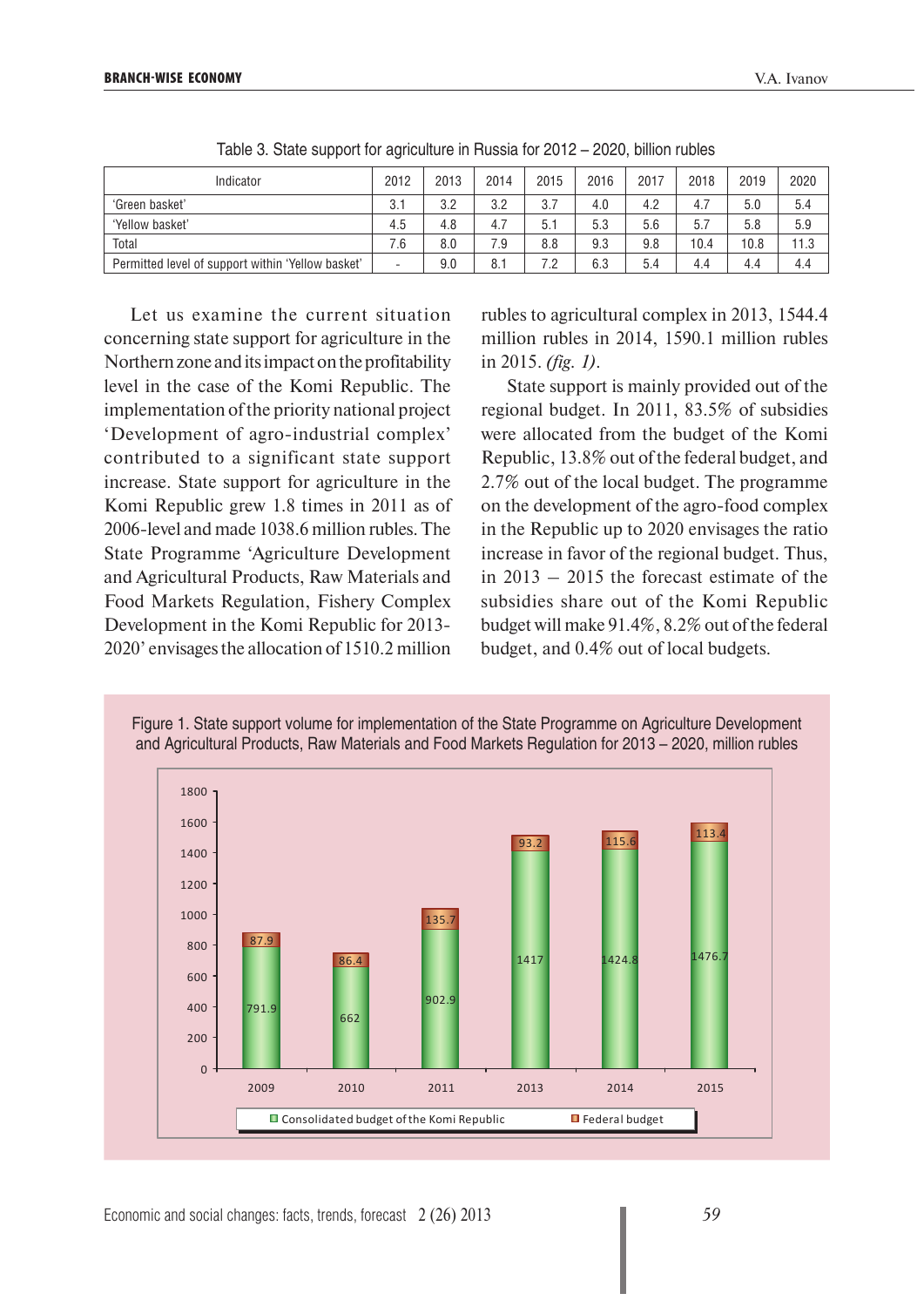Table 3. State support for agriculture in Russia for 2012 – 2020, billion rubles

| Indicator | 2012 | 2013 | 2014 | 2015 | 2016 | 2017 | 2018 | 2019 | 2020 |
|---|---|---|---|---|---|---|---|---|---|
| 'Green basket' | 3.1 | 3.2 | 3.2 | 3.7 | 4.0 | 4.2 | 4.7 | 5.0 | 5.4 |
| 'Yellow basket' | 4.5 | 4.8 | 4.7 | 5.1 | 5.3 | 5.6 | 5.7 | 5.8 | 5.9 |
| Total | 7.6 | 8.0 | 7.9 | 8.8 | 9.3 | 9.8 | 10.4 | 10.8 | 11.3 |
| Permitted level of support within 'Yellow basket' | - | 9.0 | 8.1 | 7.2 | 6.3 | 5.4 | 4.4 | 4.4 | 4.4 |

Let us examine the current situation concerning state support for agriculture in the Northern zone and its impact on the profitability level in the case of the Komi Republic. The implementation of the priority national project 'Development of agro-industrial complex' contributed to a significant state support increase. State support for agriculture in the Komi Republic grew 1.8 times in 2011 as of 2006-level and made 1038.6 million rubles. The State Programme 'Agriculture Development and Agricultural Products, Raw Materials and Food Markets Regulation, Fishery Complex Development in the Komi Republic for 2013-2020' envisages the allocation of 1510.2 million rubles to agricultural complex in 2013, 1544.4 million rubles in 2014, 1590.1 million rubles in 2015. *(fig. 1)*.

State support is mainly provided out of the regional budget. In 2011, 83.5% of subsidies were allocated from the budget of the Komi Republic, 13.8% out of the federal budget, and 2.7% out of the local budget. The programme on the development of the agro-food complex in the Republic up to 2020 envisages the ratio increase in favor of the regional budget. Thus, in 2013 – 2015 the forecast estimate of the subsidies share out of the Komi Republic budget will make 91.4%, 8.2% out of the federal budget, and 0.4% out of local budgets.

Figure 1. State support volume for implementation of the State Programme on Agriculture Development and Agricultural Products, Raw Materials and Food Markets Regulation for 2013 – 2020, million rubles

| Year | Consolidated budget of the Komi Republic | Federal budget |
|---|---|---|
| 2009 | 791.9 | 87.9 |
| 2010 | 662 | 86.4 |
| 2011 | 902.9 | 135.7 |
| 2013 | 1417 | 93.2 |
| 2014 | 1424.8 | 115.6 |
| 2015 | 1476.7 | 113.4 |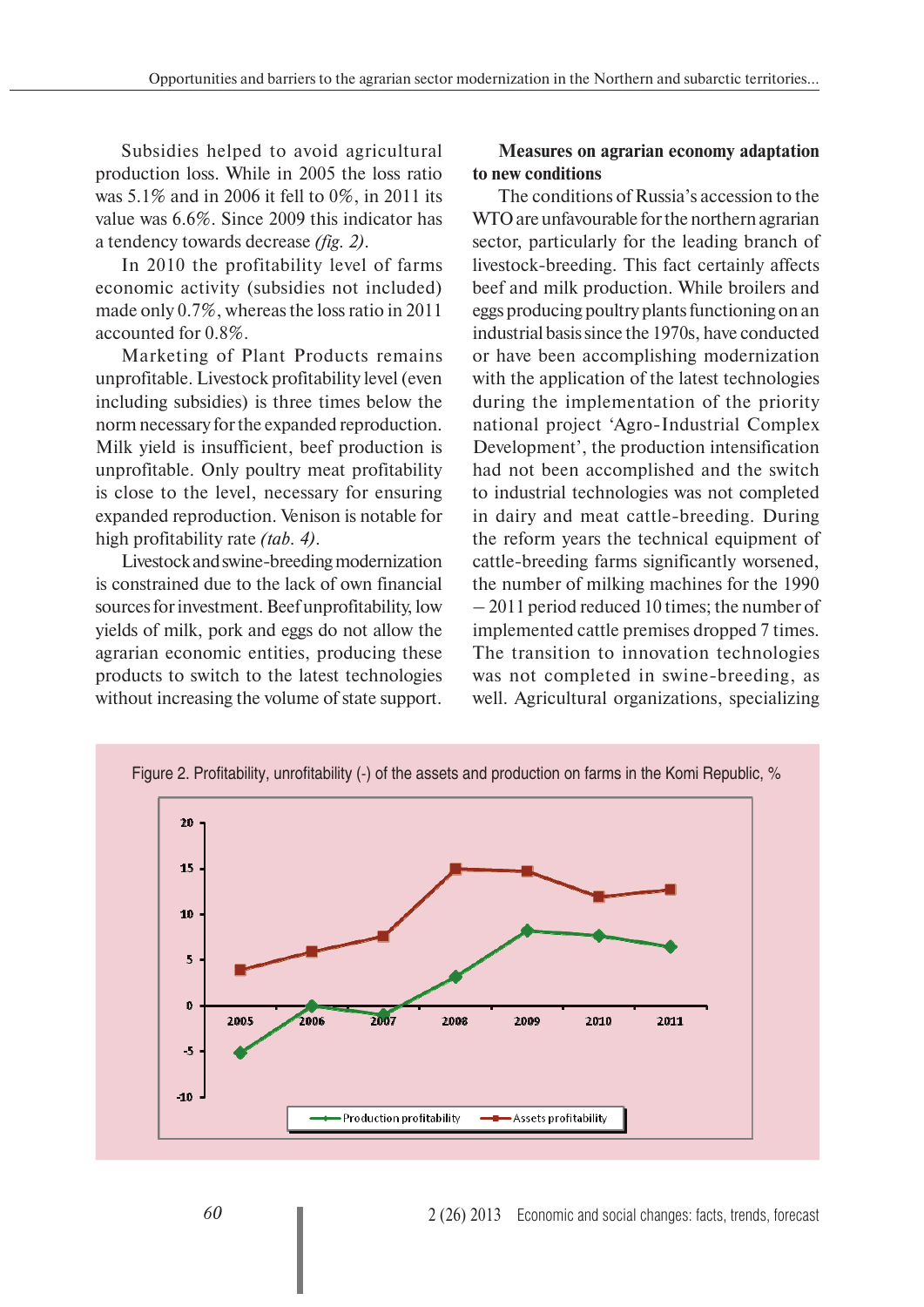Subsidies helped to avoid agricultural production loss. While in 2005 the loss ratio was 5.1% and in 2006 it fell to 0%, in 2011 its value was 6.6%. Since 2009 this indicator has a tendency towards decrease *(fig. 2)*.

In 2010 the profitability level of farms economic activity (subsidies not included) made only 0.7%, whereas the loss ratio in 2011 accounted for 0.8%.

Marketing of Plant Products remains unprofitable. Livestock profitability level (even including subsidies) is three times below the norm necessary for the expanded reproduction. Milk yield is insufficient, beef production is unprofitable. Only poultry meat profitability is close to the level, necessary for ensuring expanded reproduction. Venison is notable for high profitability rate *(tab. 4)*.

Livestock and swine-breeding modernization is constrained due to the lack of own financial sources for investment. Beef unprofitability, low yields of milk, pork and eggs do not allow the agrarian economic entities, producing these products to switch to the latest technologies without increasing the volume of state support.

**Measures on agrarian economy adaptation to new conditions**

The conditions of Russia's accession to the WTO are unfavourable for the northern agrarian sector, particularly for the leading branch of livestock-breeding. This fact certainly affects beef and milk production. While broilers and eggs producing poultry plants functioning on an industrial basis since the 1970s, have conducted or have been accomplishing modernization with the application of the latest technologies during the implementation of the priority national project 'Agro-Industrial Complex Development', the production intensification had not been accomplished and the switch to industrial technologies was not completed in dairy and meat cattle-breeding. During the reform years the technical equipment of cattle-breeding farms significantly worsened, the number of milking machines for the 1990 – 2011 period reduced 10 times; the number of implemented cattle premises dropped 7 times. The transition to innovation technologies was not completed in swine-breeding, as well. Agricultural organizations, specializing

Figure 2. Profitability, unprofitability (-) of the assets and production on farms in the Komi Republic, %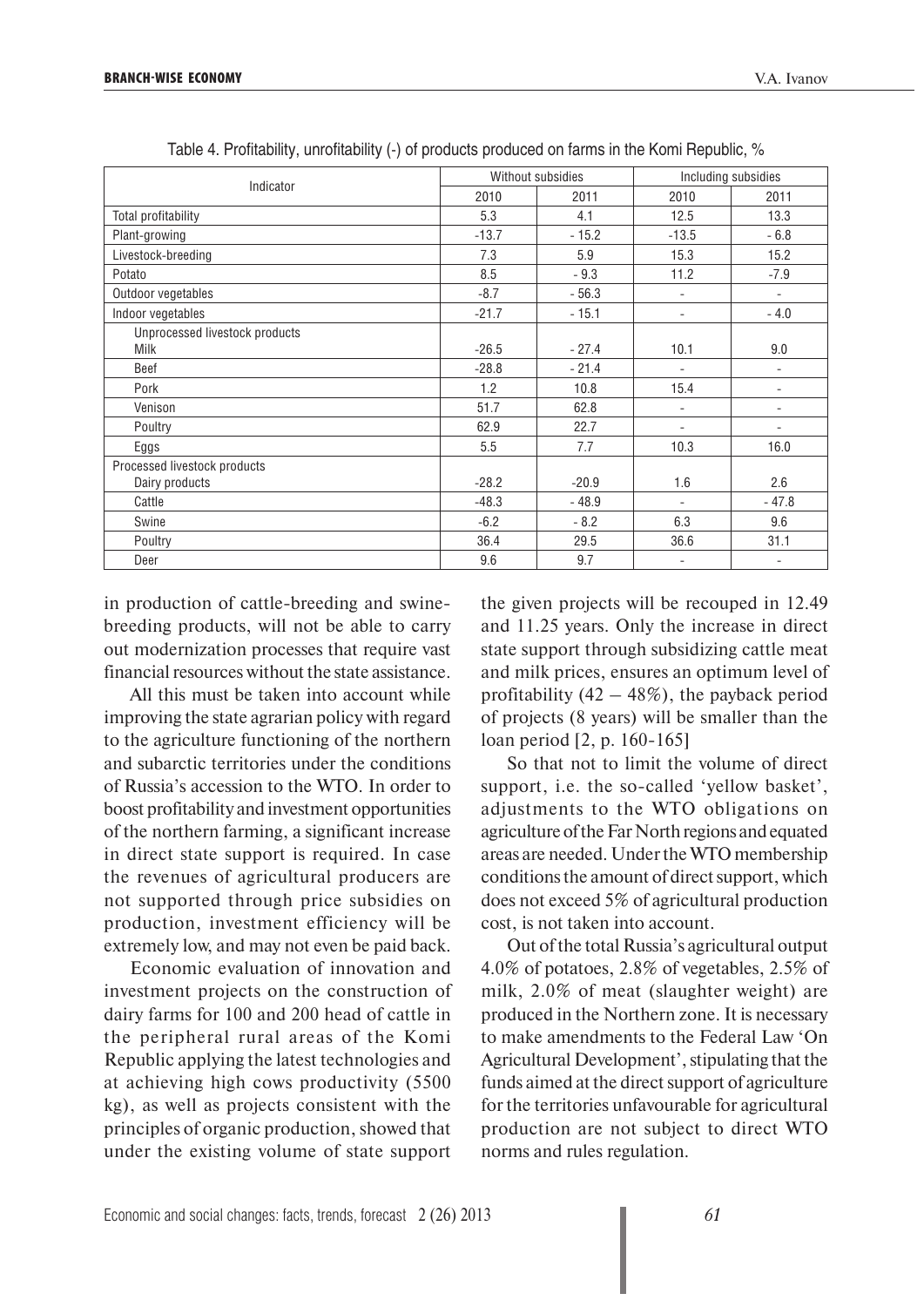Table 4. Profitability, unrofitability (-) of products produced on farms in the Komi Republic, %

| Indicator | Without subsidies | | Including subsidies | |
|---|---|---|---|---|
| | 2010 | 2011 | 2010 | 2011 |
| Total profitability | 5.3 | 4.1 | 12.5 | 13.3 |
| Plant-growing | -13.7 | - 15.2 | -13.5 | - 6.8 |
| Livestock-breeding | 7.3 | 5.9 | 15.3 | 15.2 |
| Potato | 8.5 | - 9.3 | 11.2 | -7.9 |
| Outdoor vegetables | -8.7 | - 56.3 | - | - |
| Indoor vegetables | -21.7 | - 15.1 | - | - 4.0 |
| Unprocessed livestock products<br>Milk | -26.5 | - 27.4 | 10.1 | 9.0 |
| Beef | -28.8 | - 21.4 | - | - |
| Pork | 1.2 | 10.8 | 15.4 | - |
| Venison | 51.7 | 62.8 | - | - |
| Poultry | 62.9 | 22.7 | - | - |
| Eggs | 5.5 | 7.7 | 10.3 | 16.0 |
| Processed livestock products<br>Dairy products | -28.2 | -20.9 | 1.6 | 2.6 |
| Cattle | -48.3 | - 48.9 | - | - 47.8 |
| Swine | -6.2 | - 8.2 | 6.3 | 9.6 |
| Poultry | 36.4 | 29.5 | 36.6 | 31.1 |
| Deer | 9.6 | 9.7 | - | - |

in production of cattle-breeding and swine-breeding products, will not be able to carry out modernization processes that require vast financial resources without the state assistance.

All this must be taken into account while improving the state agrarian policy with regard to the agriculture functioning of the northern and subarctic territories under the conditions of Russia's accession to the WTO. In order to boost profitability and investment opportunities of the northern farming, a significant increase in direct state support is required. In case the revenues of agricultural producers are not supported through price subsidies on production, investment efficiency will be extremely low, and may not even be paid back.

Economic evaluation of innovation and investment projects on the construction of dairy farms for 100 and 200 head of cattle in the peripheral rural areas of the Komi Republic applying the latest technologies and at achieving high cows productivity (5500 kg), as well as projects consistent with the principles of organic production, showed that under the existing volume of state support the given projects will be recouped in 12.49 and 11.25 years. Only the increase in direct state support through subsidizing cattle meat and milk prices, ensures an optimum level of profitability (42 – 48%), the payback period of projects (8 years) will be smaller than the loan period [2, p. 160-165]

So that not to limit the volume of direct support, i.e. the so-called 'yellow basket', adjustments to the WTO obligations on agriculture of the Far North regions and equated areas are needed. Under the WTO membership conditions the amount of direct support, which does not exceed 5% of agricultural production cost, is not taken into account.

Out of the total Russia's agricultural output 4.0% of potatoes, 2.8% of vegetables, 2.5% of milk, 2.0% of meat (slaughter weight) are produced in the Northern zone. It is necessary to make amendments to the Federal Law 'On Agricultural Development', stipulating that the funds aimed at the direct support of agriculture for the territories unfavourable for agricultural production are not subject to direct WTO norms and rules regulation.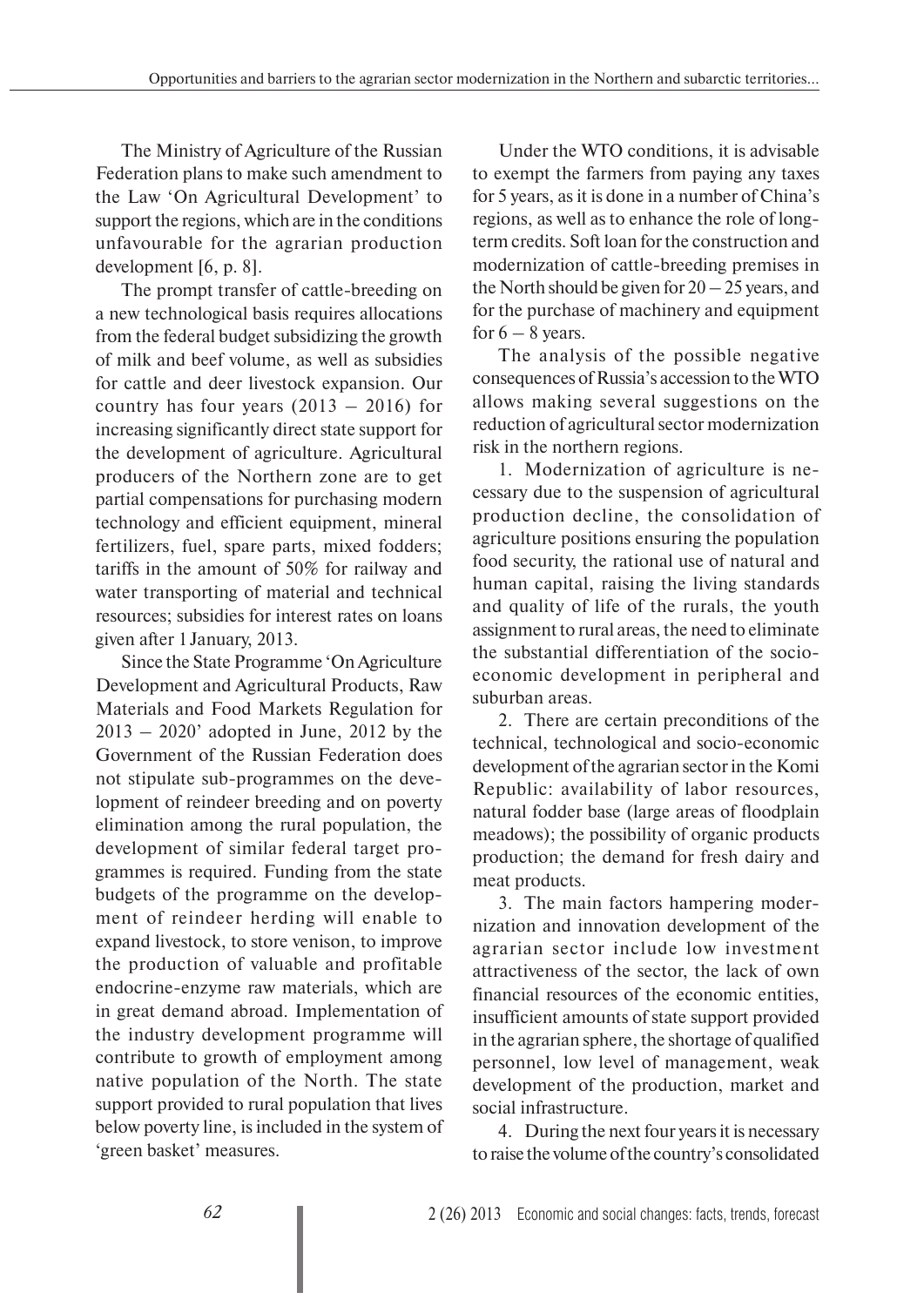The Ministry of Agriculture of the Russian Federation plans to make such amendment to the Law 'On Agricultural Development' to support the regions, which are in the conditions unfavourable for the agrarian production development [6, p. 8].

The prompt transfer of cattle-breeding on a new technological basis requires allocations from the federal budget subsidizing the growth of milk and beef volume, as well as subsidies for cattle and deer livestock expansion. Our country has four years (2013 – 2016) for increasing significantly direct state support for the development of agriculture. Agricultural producers of the Northern zone are to get partial compensations for purchasing modern technology and efficient equipment, mineral fertilizers, fuel, spare parts, mixed fodders; tariffs in the amount of 50% for railway and water transporting of material and technical resources; subsidies for interest rates on loans given after 1 January, 2013.

Since the State Programme 'On Agriculture Development and Agricultural Products, Raw Materials and Food Markets Regulation for 2013 – 2020' adopted in June, 2012 by the Government of the Russian Federation does not stipulate sub-programmes on the development of reindeer breeding and on poverty elimination among the rural population, the development of similar federal target programmes is required. Funding from the state budgets of the programme on the development of reindeer herding will enable to expand livestock, to store venison, to improve the production of valuable and profitable endocrine-enzyme raw materials, which are in great demand abroad. Implementation of the industry development programme will contribute to growth of employment among native population of the North. The state support provided to rural population that lives below poverty line, is included in the system of 'green basket' measures.

Under the WTO conditions, it is advisable to exempt the farmers from paying any taxes for 5 years, as it is done in a number of China's regions, as well as to enhance the role of long-term credits. Soft loan for the construction and modernization of cattle-breeding premises in the North should be given for 20 – 25 years, and for the purchase of machinery and equipment for 6 – 8 years.

The analysis of the possible negative consequences of Russia's accession to the WTO allows making several suggestions on the reduction of agricultural sector modernization risk in the northern regions.

1. Modernization of agriculture is necessary due to the suspension of agricultural production decline, the consolidation of agriculture positions ensuring the population food security, the rational use of natural and human capital, raising the living standards and quality of life of the rurals, the youth assignment to rural areas, the need to eliminate the substantial differentiation of the socio-economic development in peripheral and suburban areas.

2. There are certain preconditions of the technical, technological and socio-economic development of the agrarian sector in the Komi Republic: availability of labor resources, natural fodder base (large areas of floodplain meadows); the possibility of organic products production; the demand for fresh dairy and meat products.

3. The main factors hampering modernization and innovation development of the agrarian sector include low investment attractiveness of the sector, the lack of own financial resources of the economic entities, insufficient amounts of state support provided in the agrarian sphere, the shortage of qualified personnel, low level of management, weak development of the production, market and social infrastructure.

4. During the next four years it is necessary to raise the volume of the country's consolidated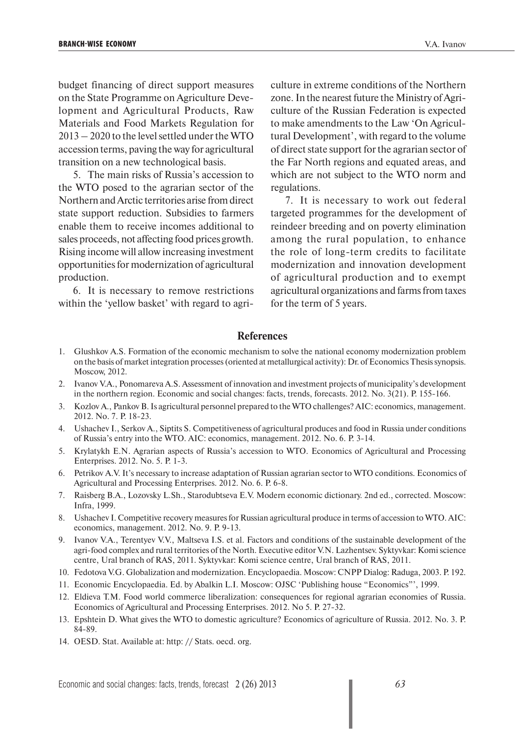budget financing of direct support measures on the State Programme on Agriculture Development and Agricultural Products, Raw Materials and Food Markets Regulation for 2013 – 2020 to the level settled under the WTO accession terms, paving the way for agricultural transition on a new technological basis.

5. The main risks of Russia's accession to the WTO posed to the agrarian sector of the Northern and Arctic territories arise from direct state support reduction. Subsidies to farmers enable them to receive incomes additional to sales proceeds, not affecting food prices growth. Rising income will allow increasing investment opportunities for modernization of agricultural production.

6. It is necessary to remove restrictions within the 'yellow basket' with regard to agriculture in extreme conditions of the Northern zone. In the nearest future the Ministry of Agriculture of the Russian Federation is expected to make amendments to the Law 'On Agricultural Development', with regard to the volume of direct state support for the agrarian sector of the Far North regions and equated areas, and which are not subject to the WTO norm and regulations.

7. It is necessary to work out federal targeted programmes for the development of reindeer breeding and on poverty elimination among the rural population, to enhance the role of long-term credits to facilitate modernization and innovation development of agricultural production and to exempt agricultural organizations and farms from taxes for the term of 5 years.

## References

1. Glushkov A.S. Formation of the economic mechanism to solve the national economy modernization problem on the basis of market integration processes (oriented at metallurgical activity): Dr. of Economics Thesis synopsis. Moscow, 2012.
2. Ivanov V.A., Ponomareva A.S. Assessment of innovation and investment projects of municipality's development in the northern region. Economic and social changes: facts, trends, forecasts. 2012. No. 3(21). P. 155-166.
3. Kozlov A., Pankov B. Is agricultural personnel prepared to the WTO challenges? AIC: economics, management. 2012. No. 7. P. 18-23.
4. Ushachev I., Serkov A., Siptits S. Competitiveness of agricultural produces and food in Russia under conditions of Russia's entry into the WTO. AIC: economics, management. 2012. No. 6. P. 3-14.
5. Krylatykh E.N. Agrarian aspects of Russia's accession to WTO. Economics of Agricultural and Processing Enterprises. 2012. No. 5. P. 1-3.
6. Petrikov A.V. It's necessary to increase adaptation of Russian agrarian sector to WTO conditions. Economics of Agricultural and Processing Enterprises. 2012. No. 6. P. 6-8.
7. Raisberg B.A., Lozovsky L.Sh., Starodubtseva E.V. Modern economic dictionary. 2nd ed., corrected. Moscow: Infra, 1999.
8. Ushachev I. Competitive recovery measures for Russian agricultural produce in terms of accession to WTO. AIC: economics, management. 2012. No. 9. P. 9-13.
9. Ivanov V.A., Terentyev V.V., Maltseva I.S. et al. Factors and conditions of the sustainable development of the agri-food complex and rural territories of the North. Executive editor V.N. Lazhentsev. Syktyvkar: Komi science centre, Ural branch of RAS, 2011. Syktyvkar: Komi science centre, Ural branch of RAS, 2011.
10. Fedotova V.G. Globalization and modernization. Encyclopaedia. Moscow: CNPP Dialog: Raduga, 2003. P. 192.
11. Economic Encyclopaedia. Ed. by Abalkin L.I. Moscow: OJSC 'Publishing house "Economics"', 1999.
12. Eldieva T.M. Food world commerce liberalization: consequences for regional agrarian economies of Russia. Economics of Agricultural and Processing Enterprises. 2012. No 5. P. 27-32.
13. Epshtein D. What gives the WTO to domestic agriculture? Economics of agriculture of Russia. 2012. No. 3. P. 84-89.
14. OESD. Stat. Available at: http: // Stats. oecd. org.